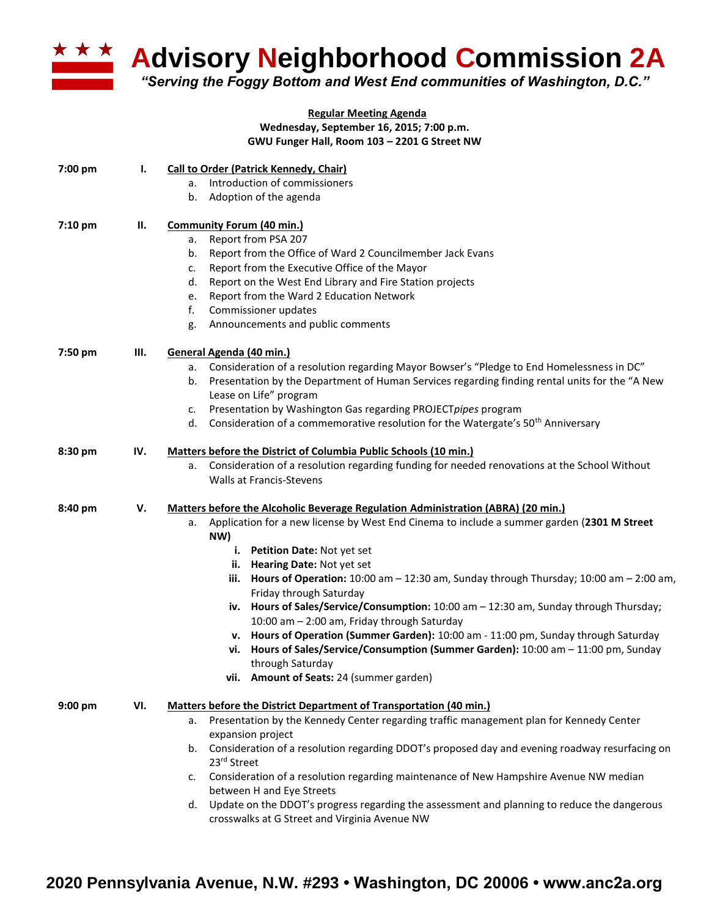# Advisory Neighborhood Commission 2A

*"Serving the Foggy Bottom and West End communities of Washington, D.C."*

**Regular Meeting Agenda**
**Wednesday, September 16, 2015; 7:00 p.m.**
**GWU Funger Hall, Room 103 – 2201 G Street NW**

**7:00 pm** **I.** **Call to Order (Patrick Kennedy, Chair)**

a. Introduction of commissioners
b. Adoption of the agenda

**7:10 pm** **II.** **Community Forum (40 min.)**

a. Report from PSA 207
b. Report from the Office of Ward 2 Councilmember Jack Evans
c. Report from the Executive Office of the Mayor
d. Report on the West End Library and Fire Station projects
e. Report from the Ward 2 Education Network
f. Commissioner updates
g. Announcements and public comments

**7:50 pm** **III.** **General Agenda (40 min.)**

a. Consideration of a resolution regarding Mayor Bowser's "Pledge to End Homelessness in DC"
b. Presentation by the Department of Human Services regarding finding rental units for the "A New Lease on Life" program
c. Presentation by Washington Gas regarding PROJECT*pipes* program
d. Consideration of a commemorative resolution for the Watergate's 50th Anniversary

**8:30 pm** **IV.** **Matters before the District of Columbia Public Schools (10 min.)**

a. Consideration of a resolution regarding funding for needed renovations at the School Without Walls at Francis-Stevens

**8:40 pm** **V.** **Matters before the Alcoholic Beverage Regulation Administration (ABRA) (20 min.)**

a. Application for a new license by West End Cinema to include a summer garden (**2301 M Street NW**)
   i. **Petition Date:** Not yet set
   ii. **Hearing Date:** Not yet set
   iii. **Hours of Operation:** 10:00 am – 12:30 am, Sunday through Thursday; 10:00 am – 2:00 am, Friday through Saturday
   iv. **Hours of Sales/Service/Consumption:** 10:00 am – 12:30 am, Sunday through Thursday; 10:00 am – 2:00 am, Friday through Saturday
   v. **Hours of Operation (Summer Garden):** 10:00 am - 11:00 pm, Sunday through Saturday
   vi. **Hours of Sales/Service/Consumption (Summer Garden):** 10:00 am – 11:00 pm, Sunday through Saturday
   vii. **Amount of Seats:** 24 (summer garden)

**9:00 pm** **VI.** **Matters before the District Department of Transportation (40 min.)**

a. Presentation by the Kennedy Center regarding traffic management plan for Kennedy Center expansion project
b. Consideration of a resolution regarding DDOT's proposed day and evening roadway resurfacing on 23rd Street
c. Consideration of a resolution regarding maintenance of New Hampshire Avenue NW median between H and Eye Streets
d. Update on the DDOT's progress regarding the assessment and planning to reduce the dangerous crosswalks at G Street and Virginia Avenue NW

**2020 Pennsylvania Avenue, N.W. #293 • Washington, DC 20006 • www.anc2a.org**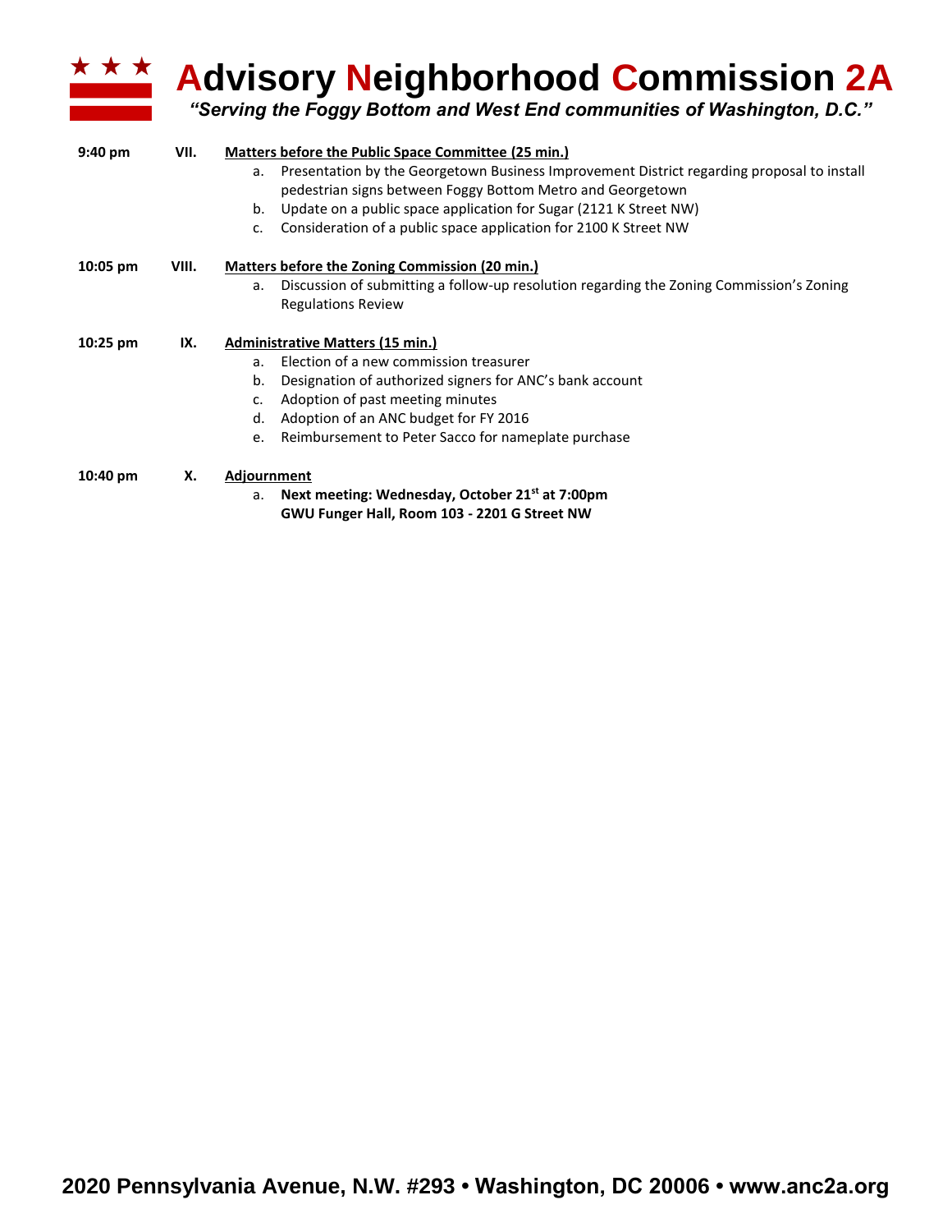# Advisory Neighborhood Commission 2A

*"Serving the Foggy Bottom and West End communities of Washington, D.C."*

**9:40 pm** **VII.** **Matters before the Public Space Committee (25 min.)**

a. Presentation by the Georgetown Business Improvement District regarding proposal to install pedestrian signs between Foggy Bottom Metro and Georgetown
b. Update on a public space application for Sugar (2121 K Street NW)
c. Consideration of a public space application for 2100 K Street NW

**10:05 pm** **VIII.** **Matters before the Zoning Commission (20 min.)**

a. Discussion of submitting a follow-up resolution regarding the Zoning Commission's Zoning Regulations Review

**10:25 pm** **IX.** **Administrative Matters (15 min.)**

a. Election of a new commission treasurer
b. Designation of authorized signers for ANC's bank account
c. Adoption of past meeting minutes
d. Adoption of an ANC budget for FY 2016
e. Reimbursement to Peter Sacco for nameplate purchase

**10:40 pm** **X.** **Adjournment**

a. **Next meeting: Wednesday, October 21st at 7:00pm**
**GWU Funger Hall, Room 103 - 2201 G Street NW**

**2020 Pennsylvania Avenue, N.W. #293 • Washington, DC 20006 • www.anc2a.org**